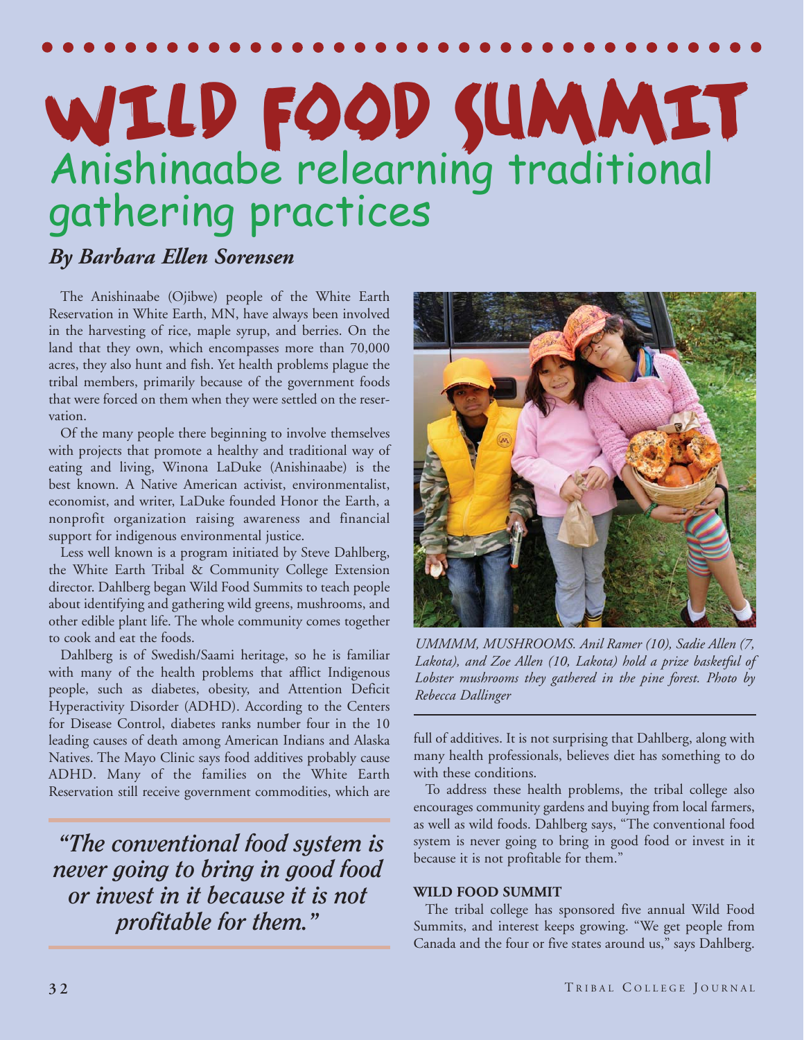# WILD FOOD SUMMIT

## Anishinaabe relearning traditional gathering practices

***By Barbara Ellen Sorensen***

The Anishinaabe (Ojibwe) people of the White Earth Reservation in White Earth, MN, have always been involved in the harvesting of rice, maple syrup, and berries. On the land that they own, which encompasses more than 70,000 acres, they also hunt and fish. Yet health problems plague the tribal members, primarily because of the government foods that were forced on them when they were settled on the reservation.

Of the many people there beginning to involve themselves with projects that promote a healthy and traditional way of eating and living, Winona LaDuke (Anishinaabe) is the best known. A Native American activist, environmentalist, economist, and writer, LaDuke founded Honor the Earth, a nonprofit organization raising awareness and financial support for indigenous environmental justice.

Less well known is a program initiated by Steve Dahlberg, the White Earth Tribal & Community College Extension director. Dahlberg began Wild Food Summits to teach people about identifying and gathering wild greens, mushrooms, and other edible plant life. The whole community comes together to cook and eat the foods.

Dahlberg is of Swedish/Saami heritage, so he is familiar with many of the health problems that afflict Indigenous people, such as diabetes, obesity, and Attention Deficit Hyperactivity Disorder (ADHD). According to the Centers for Disease Control, diabetes ranks number four in the 10 leading causes of death among American Indians and Alaska Natives. The Mayo Clinic says food additives probably cause ADHD. Many of the families on the White Earth Reservation still receive government commodities, which are full of additives. It is not surprising that Dahlberg, along with many health professionals, believes diet has something to do with these conditions.

*UMMMM, MUSHROOMS. Anil Ramer (10), Sadie Allen (7, Lakota), and Zoe Allen (10, Lakota) hold a prize basketful of Lobster mushrooms they gathered in the pine forest. Photo by Rebecca Dallinger*

***"The conventional food system is never going to bring in good food or invest in it because it is not profitable for them."***

To address these health problems, the tribal college also encourages community gardens and buying from local farmers, as well as wild foods. Dahlberg says, "The conventional food system is never going to bring in good food or invest in it because it is not profitable for them."

**WILD FOOD SUMMIT**

The tribal college has sponsored five annual Wild Food Summits, and interest keeps growing. "We get people from Canada and the four or five states around us," says Dahlberg.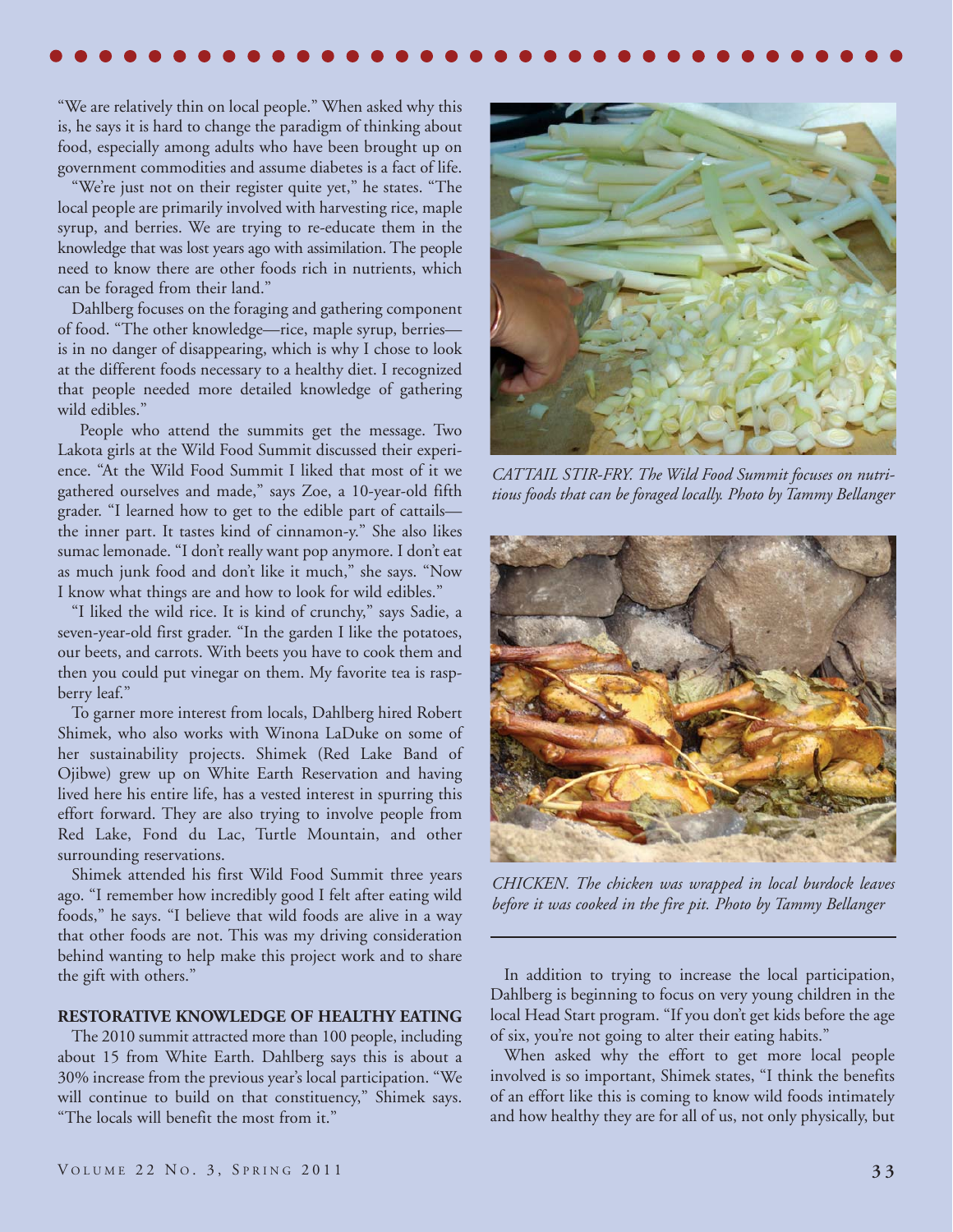"We are relatively thin on local people." When asked why this is, he says it is hard to change the paradigm of thinking about food, especially among adults who have been brought up on government commodities and assume diabetes is a fact of life.

"We're just not on their register quite yet," he states. "The local people are primarily involved with harvesting rice, maple syrup, and berries. We are trying to re-educate them in the knowledge that was lost years ago with assimilation. The people need to know there are other foods rich in nutrients, which can be foraged from their land."

Dahlberg focuses on the foraging and gathering component of food. "The other knowledge—rice, maple syrup, berries—is in no danger of disappearing, which is why I chose to look at the different foods necessary to a healthy diet. I recognized that people needed more detailed knowledge of gathering wild edibles."

People who attend the summits get the message. Two Lakota girls at the Wild Food Summit discussed their experience. "At the Wild Food Summit I liked that most of it we gathered ourselves and made," says Zoe, a 10-year-old fifth grader. "I learned how to get to the edible part of cattails—the inner part. It tastes kind of cinnamon-y." She also likes sumac lemonade. "I don't really want pop anymore. I don't eat as much junk food and don't like it much," she says. "Now I know what things are and how to look for wild edibles."

"I liked the wild rice. It is kind of crunchy," says Sadie, a seven-year-old first grader. "In the garden I like the potatoes, our beets, and carrots. With beets you have to cook them and then you could put vinegar on them. My favorite tea is raspberry leaf."

To garner more interest from locals, Dahlberg hired Robert Shimek, who also works with Winona LaDuke on some of her sustainability projects. Shimek (Red Lake Band of Ojibwe) grew up on White Earth Reservation and having lived here his entire life, has a vested interest in spurring this effort forward. They are also trying to involve people from Red Lake, Fond du Lac, Turtle Mountain, and other surrounding reservations.

Shimek attended his first Wild Food Summit three years ago. "I remember how incredibly good I felt after eating wild foods," he says. "I believe that wild foods are alive in a way that other foods are not. This was my driving consideration behind wanting to help make this project work and to share the gift with others."

**RESTORATIVE KNOWLEDGE OF HEALTHY EATING**

The 2010 summit attracted more than 100 people, including about 15 from White Earth. Dahlberg says this is about a 30% increase from the previous year's local participation. "We will continue to build on that constituency," Shimek says. "The locals will benefit the most from it."

*CATTAIL STIR-FRY. The Wild Food Summit focuses on nutritious foods that can be foraged locally. Photo by Tammy Bellanger*

*CHICKEN. The chicken was wrapped in local burdock leaves before it was cooked in the fire pit. Photo by Tammy Bellanger*

In addition to trying to increase the local participation, Dahlberg is beginning to focus on very young children in the local Head Start program. "If you don't get kids before the age of six, you're not going to alter their eating habits."

When asked why the effort to get more local people involved is so important, Shimek states, "I think the benefits of an effort like this is coming to know wild foods intimately and how healthy they are for all of us, not only physically, but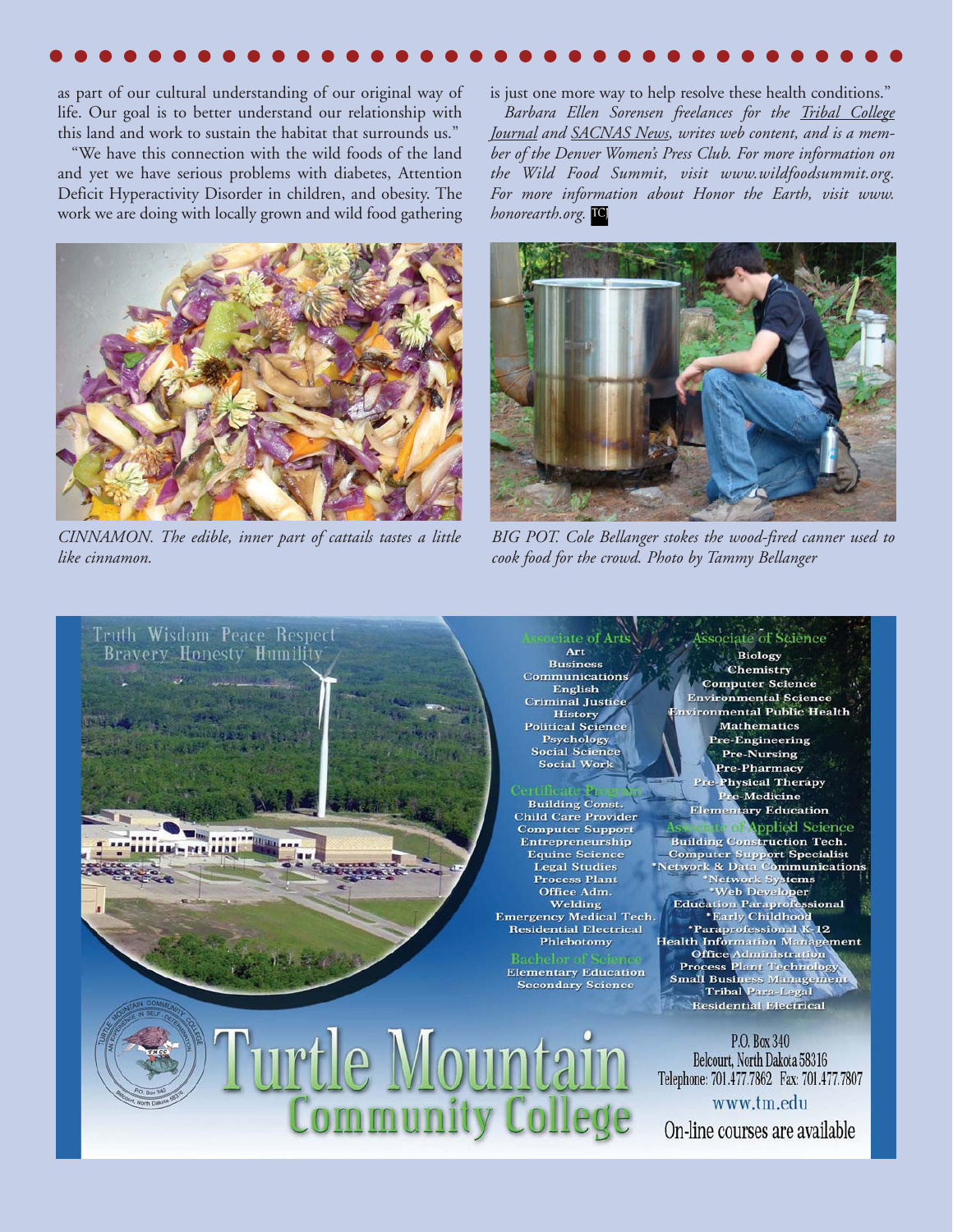as part of our cultural understanding of our original way of life. Our goal is to better understand our relationship with this land and work to sustain the habitat that surrounds us."

"We have this connection with the wild foods of the land and yet we have serious problems with diabetes, Attention Deficit Hyperactivity Disorder in children, and obesity. The work we are doing with locally grown and wild food gathering is just one more way to help resolve these health conditions."

*Barbara Ellen Sorensen freelances for the Tribal College Journal and SACNAS News, writes web content, and is a member of the Denver Women's Press Club. For more information on the Wild Food Summit, visit www.wildfoodsummit.org. For more information about Honor the Earth, visit www.honorearth.org.* TC

*CINNAMON. The edible, inner part of cattails tastes a little like cinnamon.*

*BIG POT. Cole Bellanger stokes the wood-fired canner used to cook food for the crowd. Photo by Tammy Bellanger*

Truth Wisdom Peace Respect
Bravery Honesty Humility

**Associate of Arts**
Art
Business
Communications
English
Criminal Justice
History
Political Science
Psychology
Social Science
Social Work

**Certificate Program**
Building Const.
Child Care Provider
Computer Support
Entrepreneurship
Equine Science
Legal Studies
Process Plant
Office Adm.
Welding
Emergency Medical Tech.
Residential Electrical
Phlebotomy

**Bachelor of Science**
Elementary Education
Secondary Science

**Associate of Science**
Biology
Chemistry
Computer Science
Environmental Science
Environmental Public Health
Mathematics
Pre-Engineering
Pre-Nursing
Pre-Pharmacy
Pre-Physical Therapy
Pre-Medicine
Elementary Education

**Associate of Applied Science**
Building Construction Tech.
Computer Support Specialist
*Network & Data Communications
*Network Systems
*Web Developer
Education Paraprofessional
*Early Childhood
*Paraprofessional K-12
Health Information Management
Office Administration
Process Plant Technology
Small Business Management
Tribal Para-Legal
Residential Electrical

# Turtle Mountain Community College

P.O. Box 340
Belcourt, North Dakota 58316
Telephone: 701.477.7862 Fax: 701.477.7807
www.tm.edu
On-line courses are available